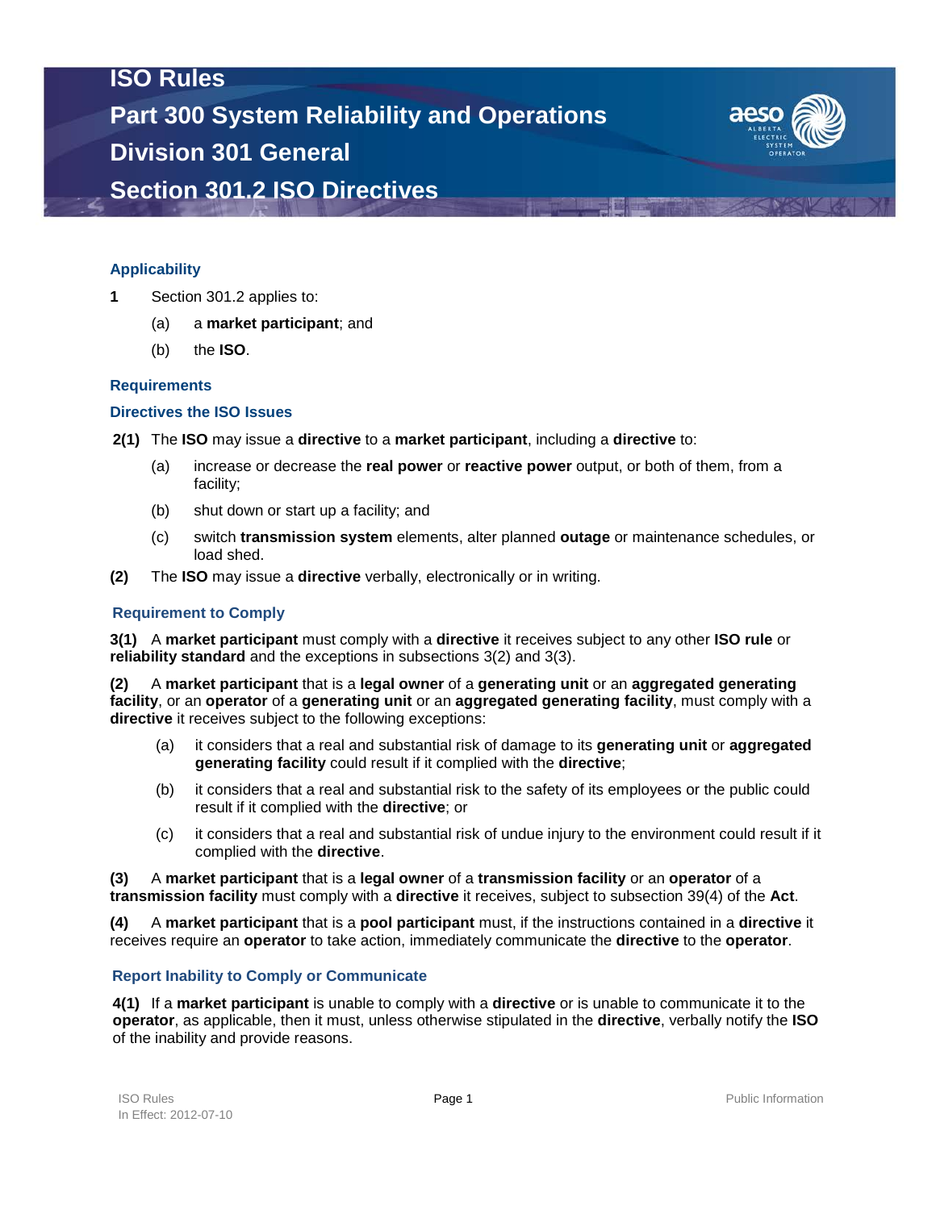# ISO Rules

# Part 300 System Reliability and Operations

# Division 301 General

# Section 301.2 ISO Directives

## Applicability

**1** Section 301.2 applies to:

(a) a **market participant**; and

(b) the **ISO**.

## Requirements

### Directives the ISO Issues

**2(1)** The **ISO** may issue a **directive** to a **market participant**, including a **directive** to:

(a) increase or decrease the **real power** or **reactive power** output, or both of them, from a facility;

(b) shut down or start up a facility; and

(c) switch **transmission system** elements, alter planned **outage** or maintenance schedules, or load shed.

**(2)** The **ISO** may issue a **directive** verbally, electronically or in writing.

### Requirement to Comply

**3(1)** A **market participant** must comply with a **directive** it receives subject to any other **ISO rule** or **reliability standard** and the exceptions in subsections 3(2) and 3(3).

**(2)** A **market participant** that is a **legal owner** of a **generating unit** or an **aggregated generating facility**, or an **operator** of a **generating unit** or an **aggregated generating facility**, must comply with a **directive** it receives subject to the following exceptions:

(a) it considers that a real and substantial risk of damage to its **generating unit** or **aggregated generating facility** could result if it complied with the **directive**;

(b) it considers that a real and substantial risk to the safety of its employees or the public could result if it complied with the **directive**; or

(c) it considers that a real and substantial risk of undue injury to the environment could result if it complied with the **directive**.

**(3)** A **market participant** that is a **legal owner** of a **transmission facility** or an **operator** of a **transmission facility** must comply with a **directive** it receives, subject to subsection 39(4) of the **Act**.

**(4)** A **market participant** that is a **pool participant** must, if the instructions contained in a **directive** it receives require an **operator** to take action, immediately communicate the **directive** to the **operator**.

### Report Inability to Comply or Communicate

**4(1)** If a **market participant** is unable to comply with a **directive** or is unable to communicate it to the **operator**, as applicable, then it must, unless otherwise stipulated in the **directive**, verbally notify the **ISO** of the inability and provide reasons.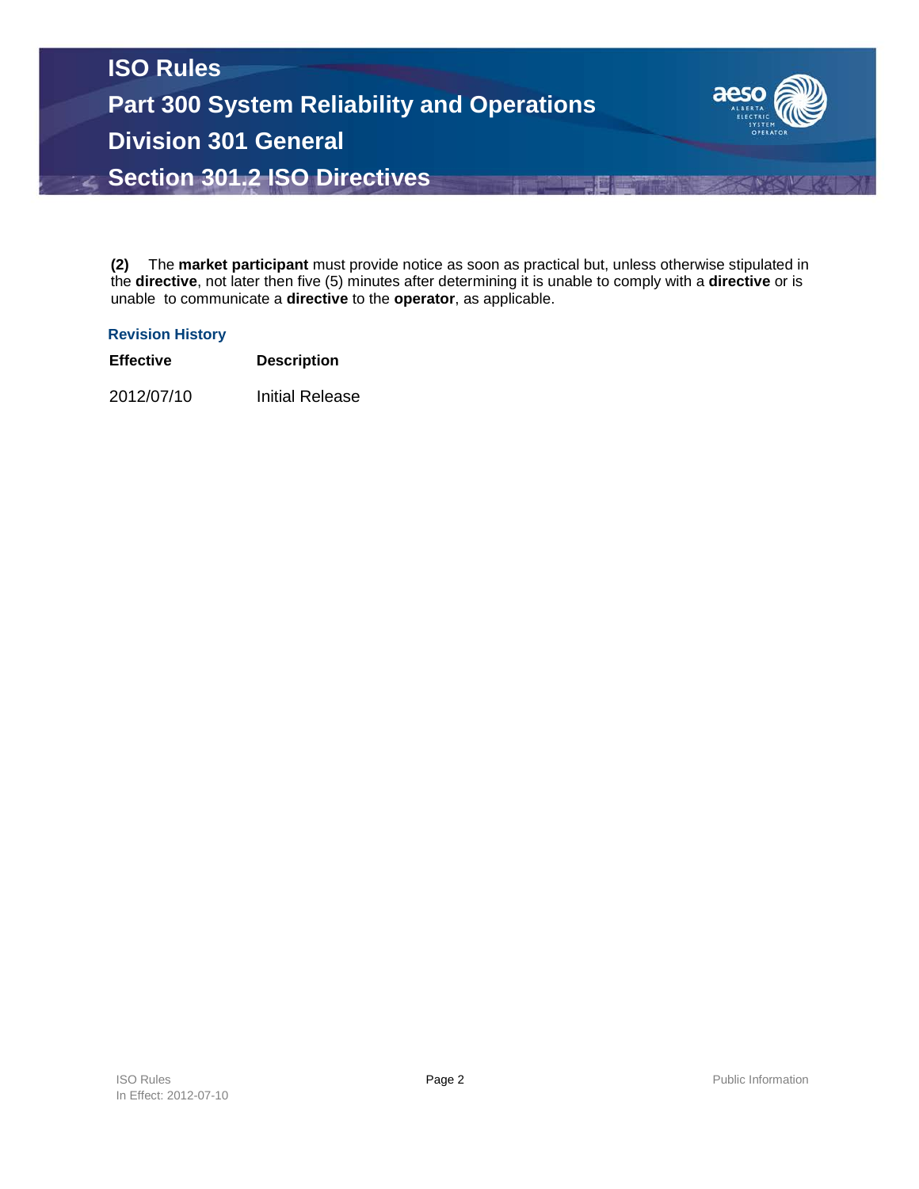**(2)** The **market participant** must provide notice as soon as practical but, unless otherwise stipulated in the **directive**, not later then five (5) minutes after determining it is unable to comply with a **directive** or is unable to communicate a **directive** to the **operator**, as applicable.

## Revision History

| Effective | Description |
| --- | --- |
| 2012/07/10 | Initial Release |